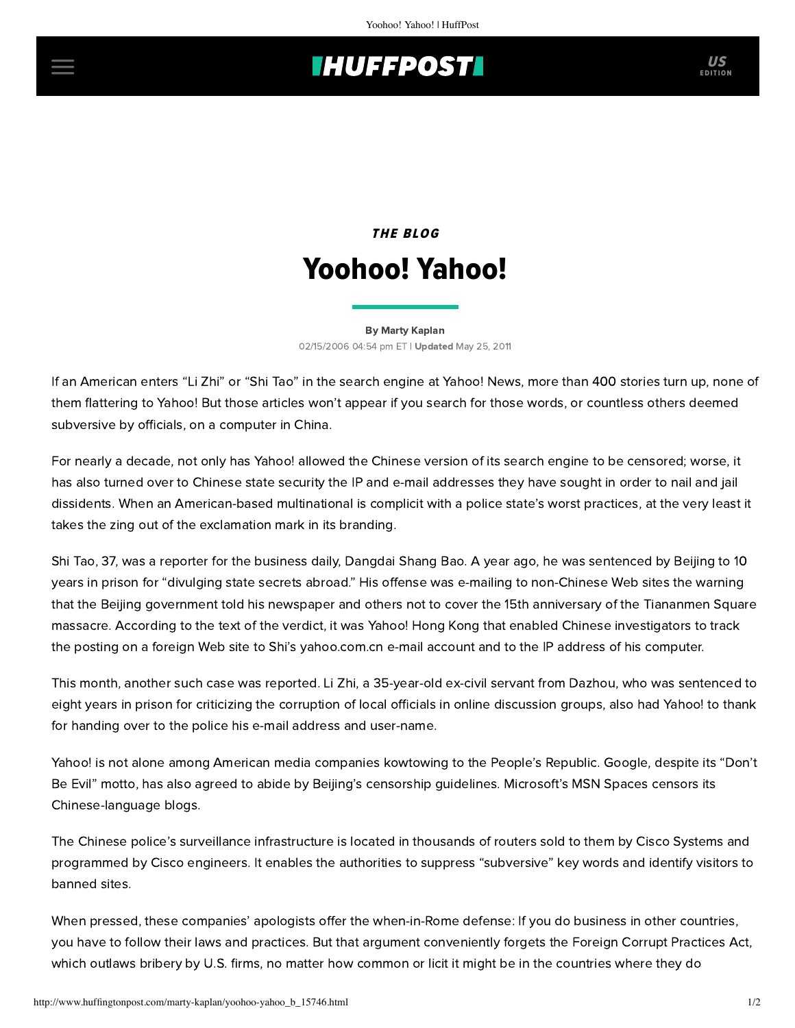*THE BLOG*

# Yoohoo! Yahoo!

By Marty Kaplan

02/15/2006 04:54 pm ET | **Updated** May 25, 2011

If an American enters “Li Zhi” or “Shi Tao” in the search engine at Yahoo! News, more than 400 stories turn up, none of them flattering to Yahoo! But those articles won’t appear if you search for those words, or countless others deemed subversive by officials, on a computer in China.

For nearly a decade, not only has Yahoo! allowed the Chinese version of its search engine to be censored; worse, it has also turned over to Chinese state security the IP and e-mail addresses they have sought in order to nail and jail dissidents. When an American-based multinational is complicit with a police state’s worst practices, at the very least it takes the zing out of the exclamation mark in its branding.

Shi Tao, 37, was a reporter for the business daily, Dangdai Shang Bao. A year ago, he was sentenced by Beijing to 10 years in prison for “divulging state secrets abroad.” His offense was e-mailing to non-Chinese Web sites the warning that the Beijing government told his newspaper and others not to cover the 15th anniversary of the Tiananmen Square massacre. According to the text of the verdict, it was Yahoo! Hong Kong that enabled Chinese investigators to track the posting on a foreign Web site to Shi’s yahoo.com.cn e-mail account and to the IP address of his computer.

This month, another such case was reported. Li Zhi, a 35-year-old ex-civil servant from Dazhou, who was sentenced to eight years in prison for criticizing the corruption of local officials in online discussion groups, also had Yahoo! to thank for handing over to the police his e-mail address and user-name.

Yahoo! is not alone among American media companies kowtowing to the People’s Republic. Google, despite its “Don’t Be Evil” motto, has also agreed to abide by Beijing’s censorship guidelines. Microsoft’s MSN Spaces censors its Chinese-language blogs.

The Chinese police’s surveillance infrastructure is located in thousands of routers sold to them by Cisco Systems and programmed by Cisco engineers. It enables the authorities to suppress “subversive” key words and identify visitors to banned sites.

When pressed, these companies’ apologists offer the when-in-Rome defense: If you do business in other countries, you have to follow their laws and practices. But that argument conveniently forgets the Foreign Corrupt Practices Act, which outlaws bribery by U.S. firms, no matter how common or licit it might be in the countries where they do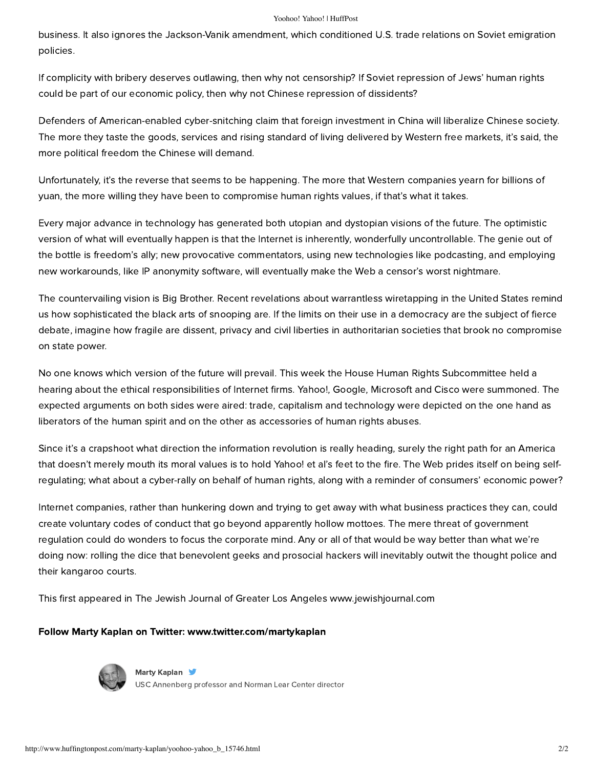business. It also ignores the Jackson-Vanik amendment, which conditioned U.S. trade relations on Soviet emigration policies.

If complicity with bribery deserves outlawing, then why not censorship? If Soviet repression of Jews' human rights could be part of our economic policy, then why not Chinese repression of dissidents?

Defenders of American-enabled cyber-snitching claim that foreign investment in China will liberalize Chinese society. The more they taste the goods, services and rising standard of living delivered by Western free markets, it's said, the more political freedom the Chinese will demand.

Unfortunately, it's the reverse that seems to be happening. The more that Western companies yearn for billions of yuan, the more willing they have been to compromise human rights values, if that's what it takes.

Every major advance in technology has generated both utopian and dystopian visions of the future. The optimistic version of what will eventually happen is that the Internet is inherently, wonderfully uncontrollable. The genie out of the bottle is freedom's ally; new provocative commentators, using new technologies like podcasting, and employing new workarounds, like IP anonymity software, will eventually make the Web a censor's worst nightmare.

The countervailing vision is Big Brother. Recent revelations about warrantless wiretapping in the United States remind us how sophisticated the black arts of snooping are. If the limits on their use in a democracy are the subject of fierce debate, imagine how fragile are dissent, privacy and civil liberties in authoritarian societies that brook no compromise on state power.

No one knows which version of the future will prevail. This week the House Human Rights Subcommittee held a hearing about the ethical responsibilities of Internet firms. Yahoo!, Google, Microsoft and Cisco were summoned. The expected arguments on both sides were aired: trade, capitalism and technology were depicted on the one hand as liberators of the human spirit and on the other as accessories of human rights abuses.

Since it's a crapshoot what direction the information revolution is really heading, surely the right path for an America that doesn't merely mouth its moral values is to hold Yahoo! et al's feet to the fire. The Web prides itself on being self-regulating; what about a cyber-rally on behalf of human rights, along with a reminder of consumers' economic power?

Internet companies, rather than hunkering down and trying to get away with what business practices they can, could create voluntary codes of conduct that go beyond apparently hollow mottoes. The mere threat of government regulation could do wonders to focus the corporate mind. Any or all of that would be way better than what we're doing now: rolling the dice that benevolent geeks and prosocial hackers will inevitably outwit the thought police and their kangaroo courts.

This first appeared in The Jewish Journal of Greater Los Angeles www.jewishjournal.com

**Follow Marty Kaplan on Twitter: www.twitter.com/martykaplan**

**Marty Kaplan**

USC Annenberg professor and Norman Lear Center director